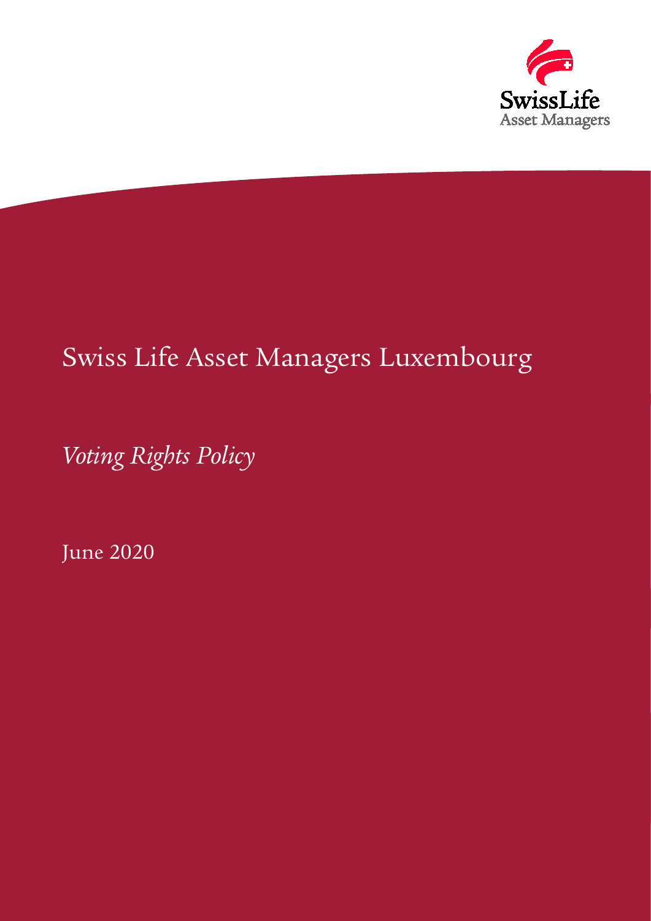SwissLife
Asset Managers

# Swiss Life Asset Managers Luxembourg

*Voting Rights Policy*

June 2020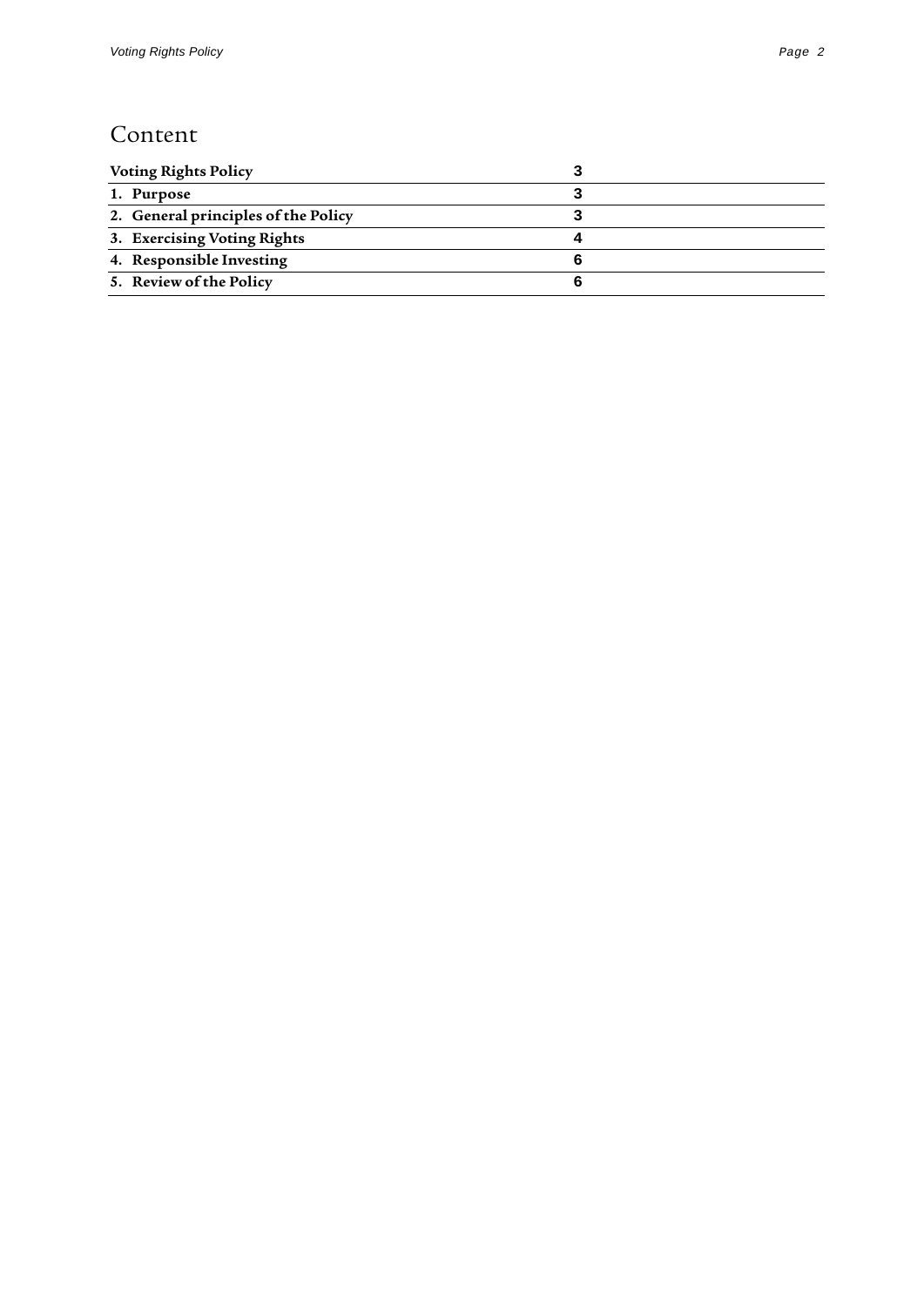# Content

| | |
|---|---|
| **Voting Rights Policy** | **3** |
| **1. Purpose** | **3** |
| **2. General principles of the Policy** | **3** |
| **3. Exercising Voting Rights** | **4** |
| **4. Responsible Investing** | **6** |
| **5. Review of the Policy** | **6** |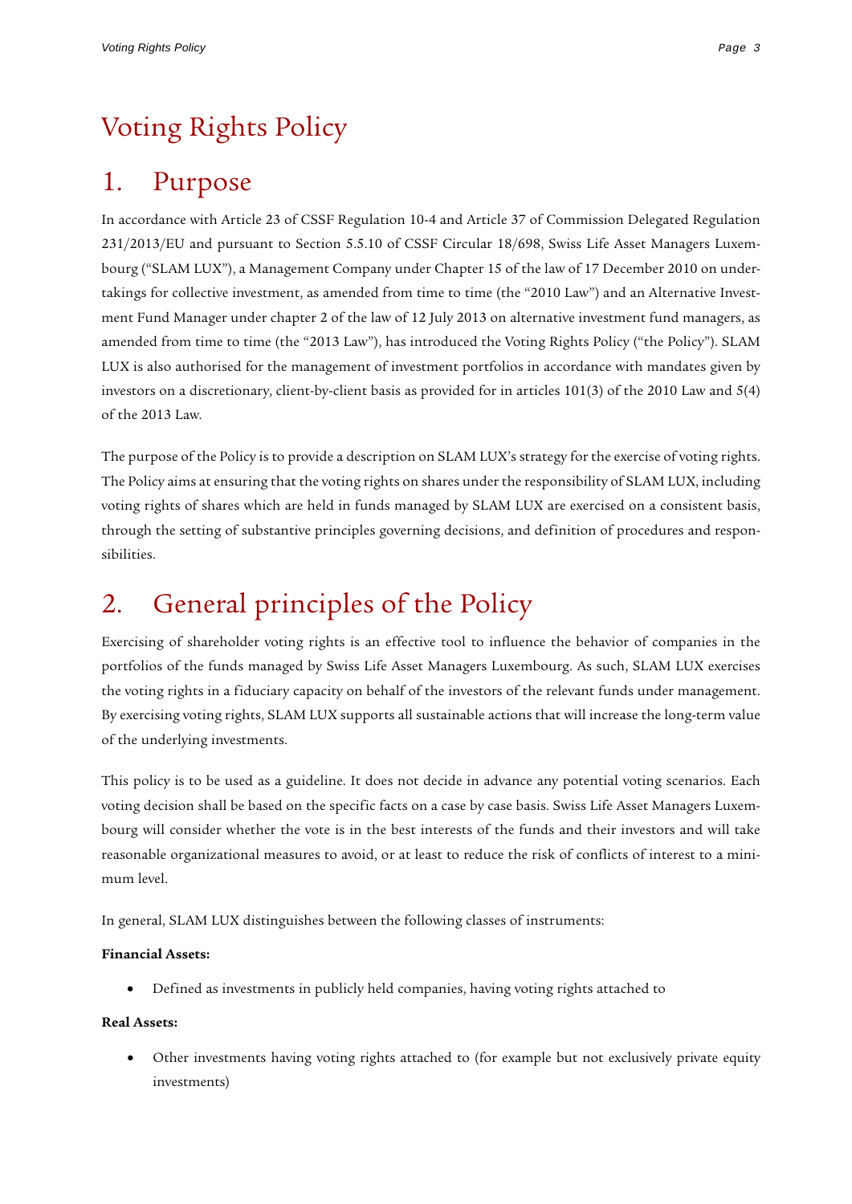# Voting Rights Policy

## 1. Purpose

In accordance with Article 23 of CSSF Regulation 10-4 and Article 37 of Commission Delegated Regulation 231/2013/EU and pursuant to Section 5.5.10 of CSSF Circular 18/698, Swiss Life Asset Managers Luxembourg ("SLAM LUX"), a Management Company under Chapter 15 of the law of 17 December 2010 on undertakings for collective investment, as amended from time to time (the "2010 Law") and an Alternative Investment Fund Manager under chapter 2 of the law of 12 July 2013 on alternative investment fund managers, as amended from time to time (the "2013 Law"), has introduced the Voting Rights Policy ("the Policy"). SLAM LUX is also authorised for the management of investment portfolios in accordance with mandates given by investors on a discretionary, client-by-client basis as provided for in articles 101(3) of the 2010 Law and 5(4) of the 2013 Law.

The purpose of the Policy is to provide a description on SLAM LUX's strategy for the exercise of voting rights. The Policy aims at ensuring that the voting rights on shares under the responsibility of SLAM LUX, including voting rights of shares which are held in funds managed by SLAM LUX are exercised on a consistent basis, through the setting of substantive principles governing decisions, and definition of procedures and responsibilities.

## 2. General principles of the Policy

Exercising of shareholder voting rights is an effective tool to influence the behavior of companies in the portfolios of the funds managed by Swiss Life Asset Managers Luxembourg. As such, SLAM LUX exercises the voting rights in a fiduciary capacity on behalf of the investors of the relevant funds under management. By exercising voting rights, SLAM LUX supports all sustainable actions that will increase the long-term value of the underlying investments.

This policy is to be used as a guideline. It does not decide in advance any potential voting scenarios. Each voting decision shall be based on the specific facts on a case by case basis. Swiss Life Asset Managers Luxembourg will consider whether the vote is in the best interests of the funds and their investors and will take reasonable organizational measures to avoid, or at least to reduce the risk of conflicts of interest to a minimum level.

In general, SLAM LUX distinguishes between the following classes of instruments:

**Financial Assets:**

- Defined as investments in publicly held companies, having voting rights attached to

**Real Assets:**

- Other investments having voting rights attached to (for example but not exclusively private equity investments)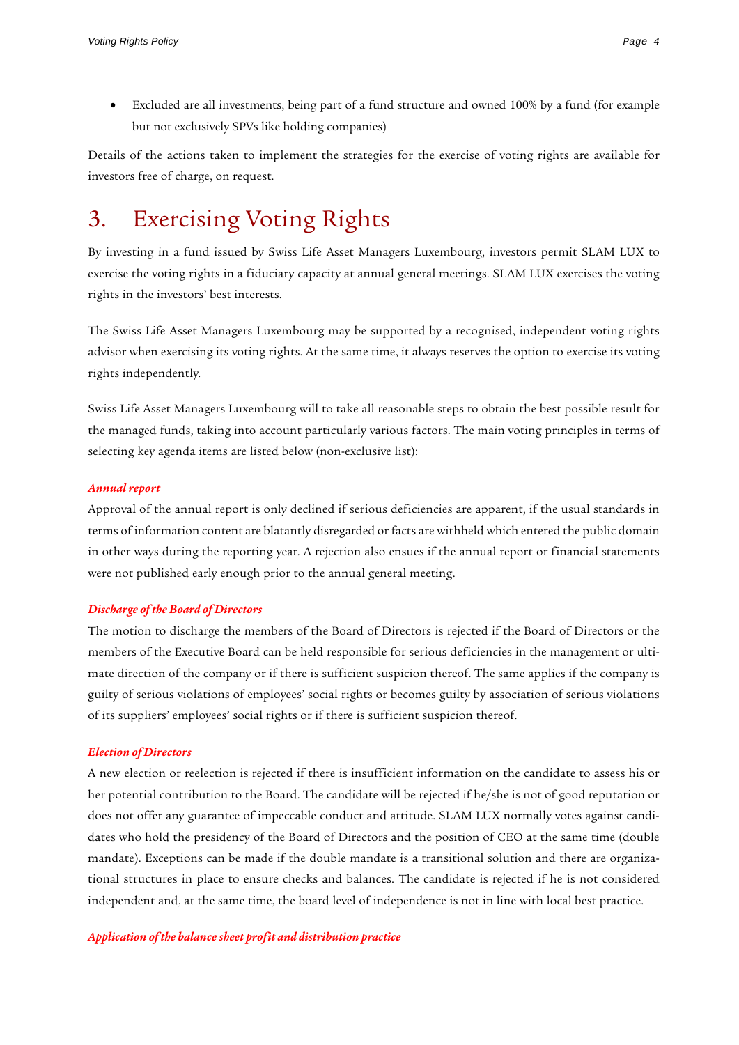- Excluded are all investments, being part of a fund structure and owned 100% by a fund (for example but not exclusively SPVs like holding companies)

Details of the actions taken to implement the strategies for the exercise of voting rights are available for investors free of charge, on request.

# 3. Exercising Voting Rights

By investing in a fund issued by Swiss Life Asset Managers Luxembourg, investors permit SLAM LUX to exercise the voting rights in a fiduciary capacity at annual general meetings. SLAM LUX exercises the voting rights in the investors' best interests.

The Swiss Life Asset Managers Luxembourg may be supported by a recognised, independent voting rights advisor when exercising its voting rights. At the same time, it always reserves the option to exercise its voting rights independently.

Swiss Life Asset Managers Luxembourg will to take all reasonable steps to obtain the best possible result for the managed funds, taking into account particularly various factors. The main voting principles in terms of selecting key agenda items are listed below (non-exclusive list):

***Annual report***

Approval of the annual report is only declined if serious deficiencies are apparent, if the usual standards in terms of information content are blatantly disregarded or facts are withheld which entered the public domain in other ways during the reporting year. A rejection also ensues if the annual report or financial statements were not published early enough prior to the annual general meeting.

***Discharge of the Board of Directors***

The motion to discharge the members of the Board of Directors is rejected if the Board of Directors or the members of the Executive Board can be held responsible for serious deficiencies in the management or ultimate direction of the company or if there is sufficient suspicion thereof. The same applies if the company is guilty of serious violations of employees' social rights or becomes guilty by association of serious violations of its suppliers' employees' social rights or if there is sufficient suspicion thereof.

***Election of Directors***

A new election or reelection is rejected if there is insufficient information on the candidate to assess his or her potential contribution to the Board. The candidate will be rejected if he/she is not of good reputation or does not offer any guarantee of impeccable conduct and attitude. SLAM LUX normally votes against candidates who hold the presidency of the Board of Directors and the position of CEO at the same time (double mandate). Exceptions can be made if the double mandate is a transitional solution and there are organizational structures in place to ensure checks and balances. The candidate is rejected if he is not considered independent and, at the same time, the board level of independence is not in line with local best practice.

***Application of the balance sheet profit and distribution practice***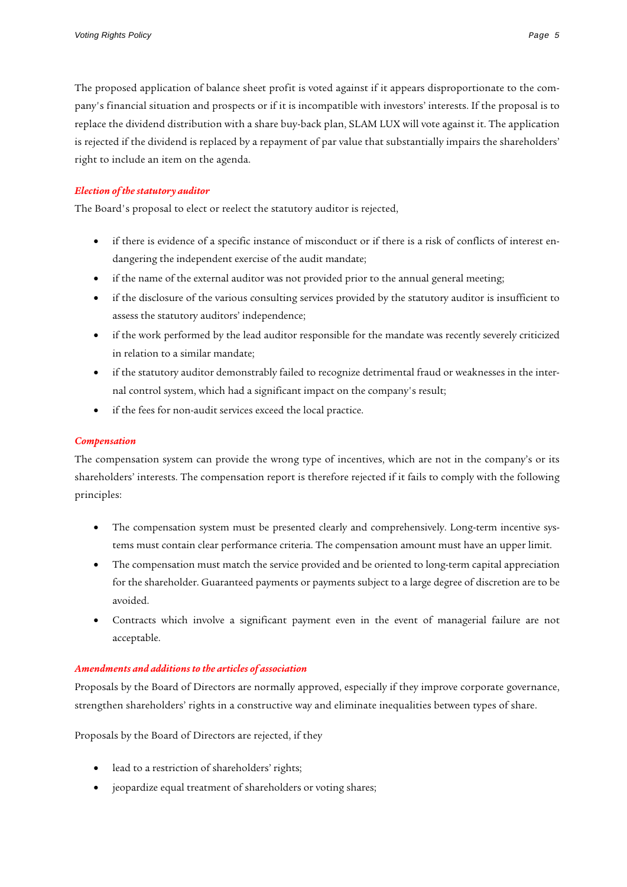The proposed application of balance sheet profit is voted against if it appears disproportionate to the company's financial situation and prospects or if it is incompatible with investors' interests. If the proposal is to replace the dividend distribution with a share buy-back plan, SLAM LUX will vote against it. The application is rejected if the dividend is replaced by a repayment of par value that substantially impairs the shareholders' right to include an item on the agenda.

### *Election of the statutory auditor*

The Board's proposal to elect or reelect the statutory auditor is rejected,

- if there is evidence of a specific instance of misconduct or if there is a risk of conflicts of interest endangering the independent exercise of the audit mandate;
- if the name of the external auditor was not provided prior to the annual general meeting;
- if the disclosure of the various consulting services provided by the statutory auditor is insufficient to assess the statutory auditors' independence;
- if the work performed by the lead auditor responsible for the mandate was recently severely criticized in relation to a similar mandate;
- if the statutory auditor demonstrably failed to recognize detrimental fraud or weaknesses in the internal control system, which had a significant impact on the company's result;
- if the fees for non-audit services exceed the local practice.

### *Compensation*

The compensation system can provide the wrong type of incentives, which are not in the company's or its shareholders' interests. The compensation report is therefore rejected if it fails to comply with the following principles:

- The compensation system must be presented clearly and comprehensively. Long-term incentive systems must contain clear performance criteria. The compensation amount must have an upper limit.
- The compensation must match the service provided and be oriented to long-term capital appreciation for the shareholder. Guaranteed payments or payments subject to a large degree of discretion are to be avoided.
- Contracts which involve a significant payment even in the event of managerial failure are not acceptable.

### *Amendments and additions to the articles of association*

Proposals by the Board of Directors are normally approved, especially if they improve corporate governance, strengthen shareholders' rights in a constructive way and eliminate inequalities between types of share.

Proposals by the Board of Directors are rejected, if they

- lead to a restriction of shareholders' rights;
- jeopardize equal treatment of shareholders or voting shares;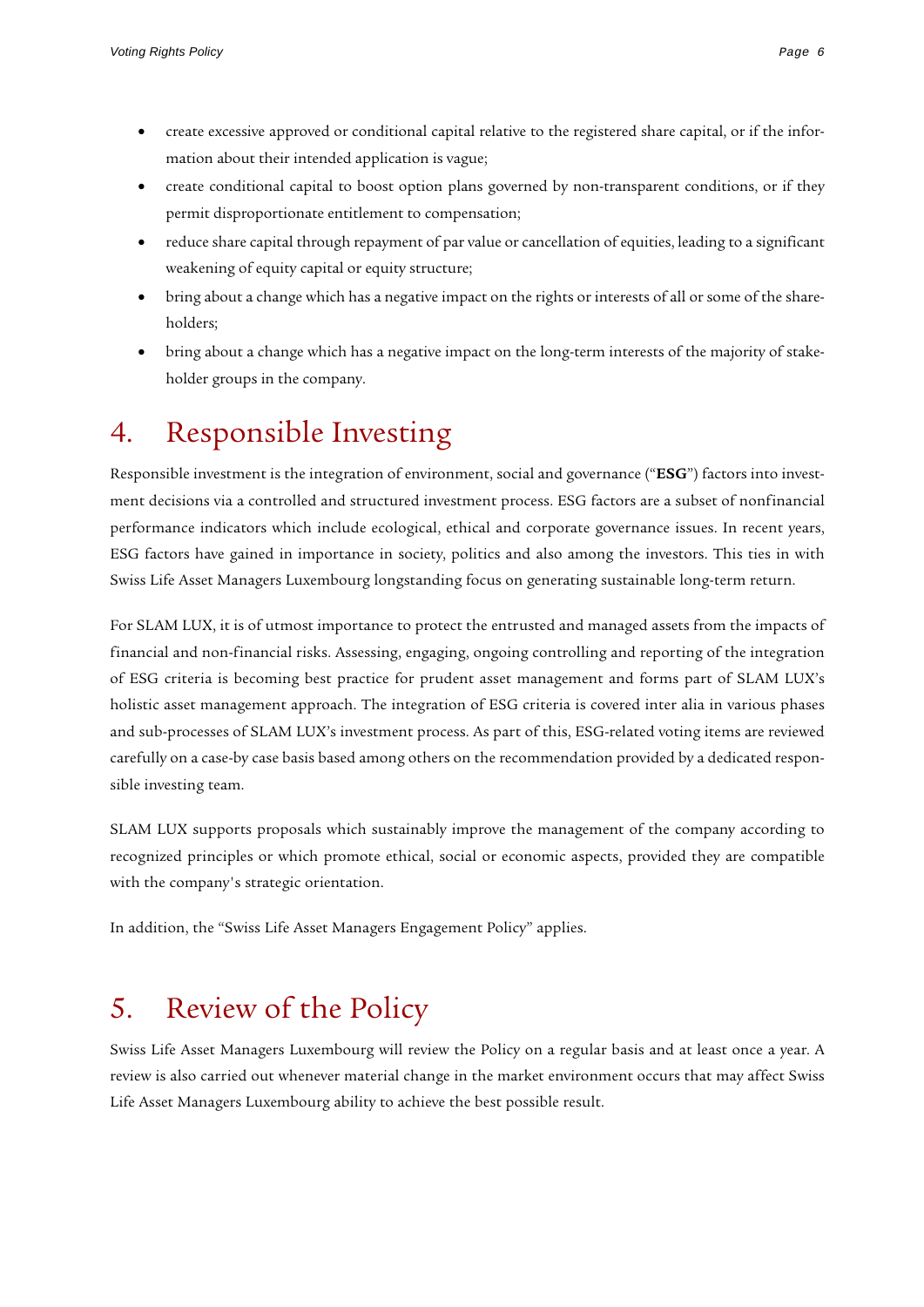- create excessive approved or conditional capital relative to the registered share capital, or if the information about their intended application is vague;
- create conditional capital to boost option plans governed by non-transparent conditions, or if they permit disproportionate entitlement to compensation;
- reduce share capital through repayment of par value or cancellation of equities, leading to a significant weakening of equity capital or equity structure;
- bring about a change which has a negative impact on the rights or interests of all or some of the shareholders;
- bring about a change which has a negative impact on the long-term interests of the majority of stakeholder groups in the company.

# 4. Responsible Investing

Responsible investment is the integration of environment, social and governance ("**ESG**") factors into investment decisions via a controlled and structured investment process. ESG factors are a subset of nonfinancial performance indicators which include ecological, ethical and corporate governance issues. In recent years, ESG factors have gained in importance in society, politics and also among the investors. This ties in with Swiss Life Asset Managers Luxembourg longstanding focus on generating sustainable long-term return.

For SLAM LUX, it is of utmost importance to protect the entrusted and managed assets from the impacts of financial and non-financial risks. Assessing, engaging, ongoing controlling and reporting of the integration of ESG criteria is becoming best practice for prudent asset management and forms part of SLAM LUX's holistic asset management approach. The integration of ESG criteria is covered inter alia in various phases and sub-processes of SLAM LUX's investment process. As part of this, ESG-related voting items are reviewed carefully on a case-by case basis based among others on the recommendation provided by a dedicated responsible investing team.

SLAM LUX supports proposals which sustainably improve the management of the company according to recognized principles or which promote ethical, social or economic aspects, provided they are compatible with the company's strategic orientation.

In addition, the "Swiss Life Asset Managers Engagement Policy" applies.

# 5. Review of the Policy

Swiss Life Asset Managers Luxembourg will review the Policy on a regular basis and at least once a year. A review is also carried out whenever material change in the market environment occurs that may affect Swiss Life Asset Managers Luxembourg ability to achieve the best possible result.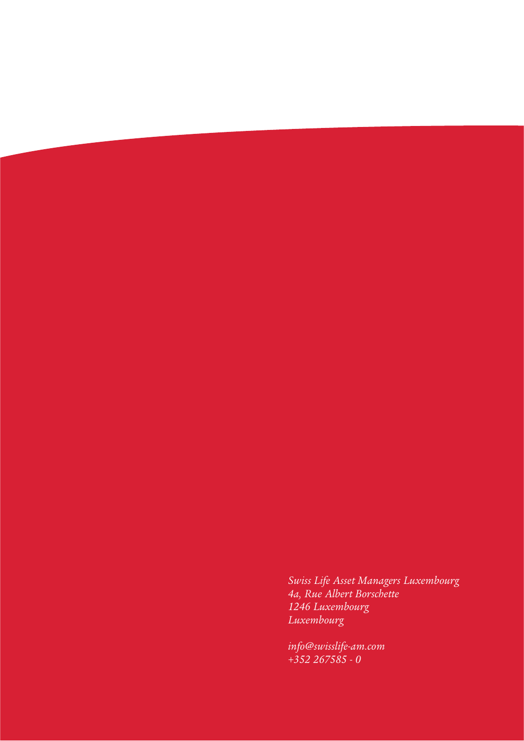*Swiss Life Asset Managers Luxembourg*
*4a, Rue Albert Borschette*
*1246 Luxembourg*
*Luxembourg*

*info@swisslife-am.com*
*+352 267585 - 0*